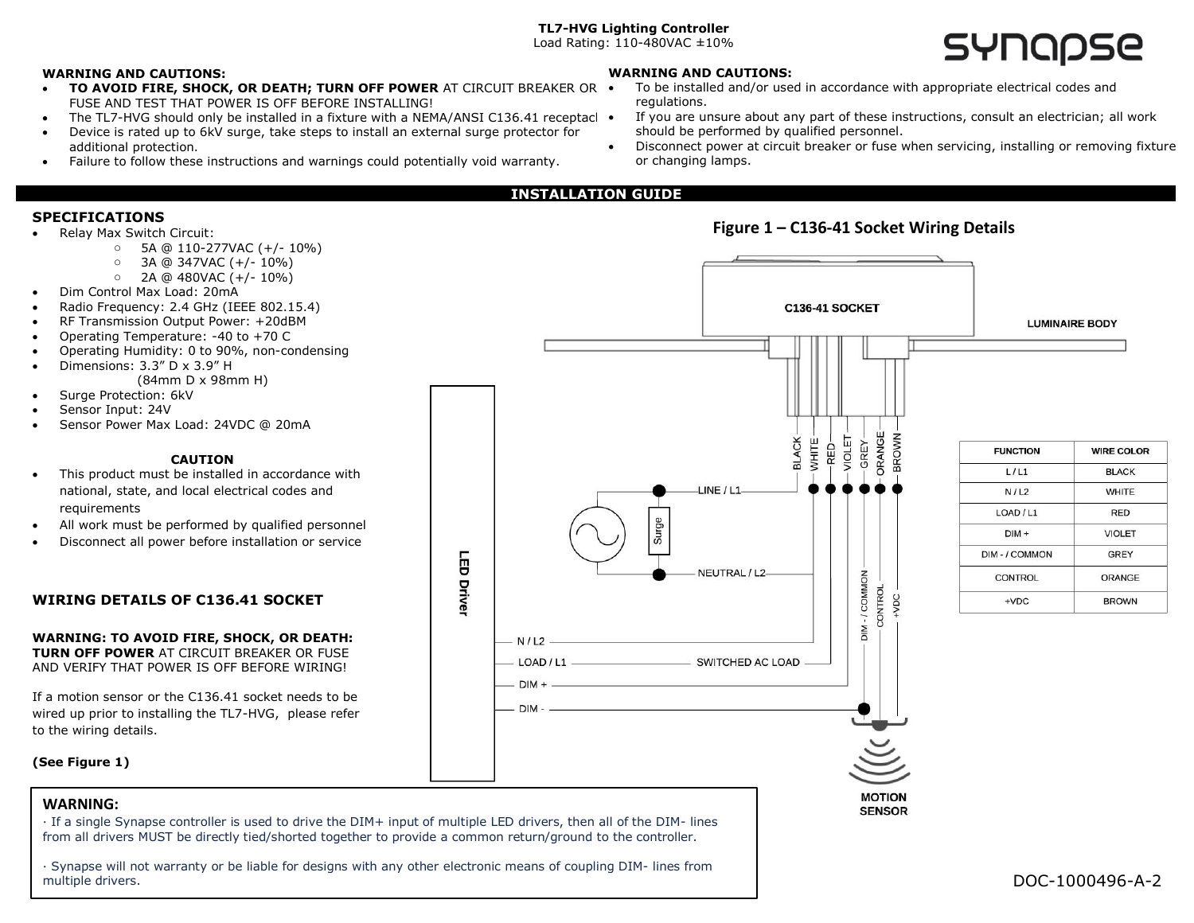# TL7-HVG Lighting Controller

Load Rating: 110-480VAC ±10%

synapse

**WARNING AND CAUTIONS:**

- **TO AVOID FIRE, SHOCK, OR DEATH; TURN OFF POWER** AT CIRCUIT BREAKER OR FUSE AND TEST THAT POWER IS OFF BEFORE INSTALLING!
- The TL7-HVG should only be installed in a fixture with a NEMA/ANSI C136.41 receptacl
- Device is rated up to 6kV surge, take steps to install an external surge protector for additional protection.
- Failure to follow these instructions and warnings could potentially void warranty.

**WARNING AND CAUTIONS:**

- To be installed and/or used in accordance with appropriate electrical codes and regulations.
- If you are unsure about any part of these instructions, consult an electrician; all work should be performed by qualified personnel.
- Disconnect power at circuit breaker or fuse when servicing, installing or removing fixture or changing lamps.

## INSTALLATION GUIDE

### SPECIFICATIONS

- Relay Max Switch Circuit:
  - 5A @ 110-277VAC (+/- 10%)
  - 3A @ 347VAC (+/- 10%)
  - 2A @ 480VAC (+/- 10%)
- Dim Control Max Load: 20mA
- Radio Frequency: 2.4 GHz (IEEE 802.15.4)
- RF Transmission Output Power: +20dBM
- Operating Temperature: -40 to +70 C
- Operating Humidity: 0 to 90%, non-condensing
- Dimensions: 3.3" D x 3.9" H (84mm D x 98mm H)
- Surge Protection: 6kV
- Sensor Input: 24V
- Sensor Power Max Load: 24VDC @ 20mA

**CAUTION**

- This product must be installed in accordance with national, state, and local electrical codes and requirements
- All work must be performed by qualified personnel
- Disconnect all power before installation or service

### WIRING DETAILS OF C136.41 SOCKET

**WARNING: TO AVOID FIRE, SHOCK, OR DEATH: TURN OFF POWER** AT CIRCUIT BREAKER OR FUSE AND VERIFY THAT POWER IS OFF BEFORE WIRING!

If a motion sensor or the C136.41 socket needs to be wired up prior to installing the TL7-HVG, please refer to the wiring details.

**(See Figure 1)**

**Figure 1 – C136-41 Socket Wiring Details**

C136-41 SOCKET, LUMINAIRE BODY, BLACK, WHITE, RED, VIOLET, GREY, ORANGE, BROWN, LINE / L1, NEUTRAL / L2, Surge, LED Driver, N / L2, LOAD / L1, SWITCHED AC LOAD, DIM +, DIM -, DIM - / COMMON, CONTROL, +VDC, MOTION SENSOR

| FUNCTION | WIRE COLOR |
|---|---|
| L / L1 | BLACK |
| N / L2 | WHITE |
| LOAD / L1 | RED |
| DIM + | VIOLET |
| DIM - / COMMON | GREY |
| CONTROL | ORANGE |
| +VDC | BROWN |

**WARNING:**

· If a single Synapse controller is used to drive the DIM+ input of multiple LED drivers, then all of the DIM- lines from all drivers MUST be directly tied/shorted together to provide a common return/ground to the controller.

· Synapse will not warranty or be liable for designs with any other electronic means of coupling DIM- lines from multiple drivers.

DOC-1000496-A-2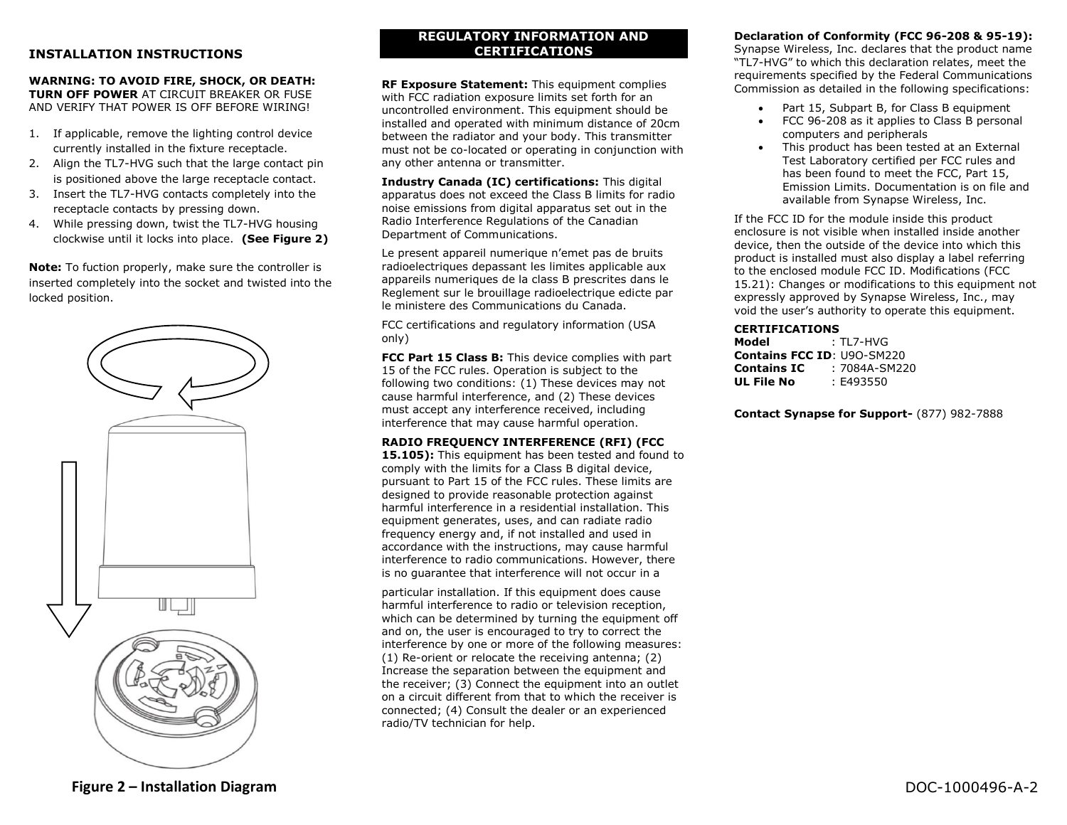## INSTALLATION INSTRUCTIONS

**WARNING: TO AVOID FIRE, SHOCK, OR DEATH: TURN OFF POWER** AT CIRCUIT BREAKER OR FUSE AND VERIFY THAT POWER IS OFF BEFORE WIRING!

1. If applicable, remove the lighting control device currently installed in the fixture receptacle.
2. Align the TL7-HVG such that the large contact pin is positioned above the large receptacle contact.
3. Insert the TL7-HVG contacts completely into the receptacle contacts by pressing down.
4. While pressing down, twist the TL7-HVG housing clockwise until it locks into place. **(See Figure 2)**

**Note:** To fuction properly, make sure the controller is inserted completely into the socket and twisted into the locked position.

**Figure 2 – Installation Diagram**

## REGULATORY INFORMATION AND CERTIFICATIONS

**RF Exposure Statement:** This equipment complies with FCC radiation exposure limits set forth for an uncontrolled environment. This equipment should be installed and operated with minimum distance of 20cm between the radiator and your body. This transmitter must not be co-located or operating in conjunction with any other antenna or transmitter.

**Industry Canada (IC) certifications:** This digital apparatus does not exceed the Class B limits for radio noise emissions from digital apparatus set out in the Radio Interference Regulations of the Canadian Department of Communications.

Le present appareil numerique n'emet pas de bruits radioelectriques depassant les limites applicable aux appareils numeriques de la class B prescrites dans le Reglement sur le brouillage radioelectrique edicte par le ministere des Communications du Canada.

FCC certifications and regulatory information (USA only)

**FCC Part 15 Class B:** This device complies with part 15 of the FCC rules. Operation is subject to the following two conditions: (1) These devices may not cause harmful interference, and (2) These devices must accept any interference received, including interference that may cause harmful operation.

**RADIO FREQUENCY INTERFERENCE (RFI) (FCC 15.105):** This equipment has been tested and found to comply with the limits for a Class B digital device, pursuant to Part 15 of the FCC rules. These limits are designed to provide reasonable protection against harmful interference in a residential installation. This equipment generates, uses, and can radiate radio frequency energy and, if not installed and used in accordance with the instructions, may cause harmful interference to radio communications. However, there is no guarantee that interference will not occur in a particular installation. If this equipment does cause harmful interference to radio or television reception, which can be determined by turning the equipment off and on, the user is encouraged to try to correct the interference by one or more of the following measures: (1) Re-orient or relocate the receiving antenna; (2) Increase the separation between the equipment and the receiver; (3) Connect the equipment into an outlet on a circuit different from that to which the receiver is connected; (4) Consult the dealer or an experienced radio/TV technician for help.

**Declaration of Conformity (FCC 96-208 & 95-19):** Synapse Wireless, Inc. declares that the product name "TL7-HVG" to which this declaration relates, meet the requirements specified by the Federal Communications Commission as detailed in the following specifications:

- Part 15, Subpart B, for Class B equipment
- FCC 96-208 as it applies to Class B personal computers and peripherals
- This product has been tested at an External Test Laboratory certified per FCC rules and has been found to meet the FCC, Part 15, Emission Limits. Documentation is on file and available from Synapse Wireless, Inc.

If the FCC ID for the module inside this product enclosure is not visible when installed inside another device, then the outside of the device into which this product is installed must also display a label referring to the enclosed module FCC ID. Modifications (FCC 15.21): Changes or modifications to this equipment not expressly approved by Synapse Wireless, Inc., may void the user's authority to operate this equipment.

**CERTIFICATIONS**

**Model** : TL7-HVG
**Contains FCC ID**: U9O-SM220
**Contains IC** : 7084A-SM220
**UL File No** : E493550

**Contact Synapse for Support-** (877) 982-7888

DOC-1000496-A-2